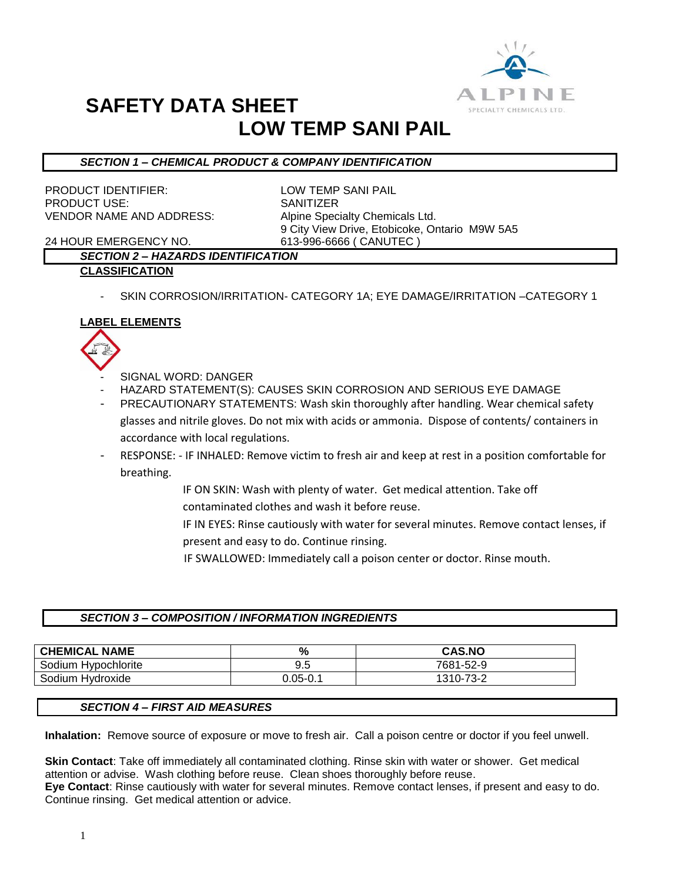# SAFETY DATA SHEET

# LOW TEMP SANI PAIL

## SECTION 1 – CHEMICAL PRODUCT & COMPANY IDENTIFICATION

PRODUCT IDENTIFIER: LOW TEMP SANI PAIL
PRODUCT USE: SANITIZER
VENDOR NAME AND ADDRESS: Alpine Specialty Chemicals Ltd.
9 City View Drive, Etobicoke, Ontario M9W 5A5
24 HOUR EMERGENCY NO. 613-996-6666 ( CANUTEC )

## SECTION 2 – HAZARDS IDENTIFICATION

**CLASSIFICATION**

- SKIN CORROSION/IRRITATION- CATEGORY 1A; EYE DAMAGE/IRRITATION –CATEGORY 1

**LABEL ELEMENTS**

- SIGNAL WORD: DANGER
- HAZARD STATEMENT(S): CAUSES SKIN CORROSION AND SERIOUS EYE DAMAGE
- PRECAUTIONARY STATEMENTS: Wash skin thoroughly after handling. Wear chemical safety glasses and nitrile gloves. Do not mix with acids or ammonia. Dispose of contents/ containers in accordance with local regulations.
- RESPONSE: - IF INHALED: Remove victim to fresh air and keep at rest in a position comfortable for breathing.

  IF ON SKIN: Wash with plenty of water. Get medical attention. Take off contaminated clothes and wash it before reuse.

  IF IN EYES: Rinse cautiously with water for several minutes. Remove contact lenses, if present and easy to do. Continue rinsing.

  IF SWALLOWED: Immediately call a poison center or doctor. Rinse mouth.

## SECTION 3 – COMPOSITION / INFORMATION INGREDIENTS

| CHEMICAL NAME | % | CAS.NO |
|---|---|---|
| Sodium Hypochlorite | 9.5 | 7681-52-9 |
| Sodium Hydroxide | 0.05-0.1 | 1310-73-2 |

## SECTION 4 – FIRST AID MEASURES

**Inhalation:** Remove source of exposure or move to fresh air. Call a poison centre or doctor if you feel unwell.

**Skin Contact**: Take off immediately all contaminated clothing. Rinse skin with water or shower. Get medical attention or advise. Wash clothing before reuse. Clean shoes thoroughly before reuse.
**Eye Contact**: Rinse cautiously with water for several minutes. Remove contact lenses, if present and easy to do. Continue rinsing. Get medical attention or advice.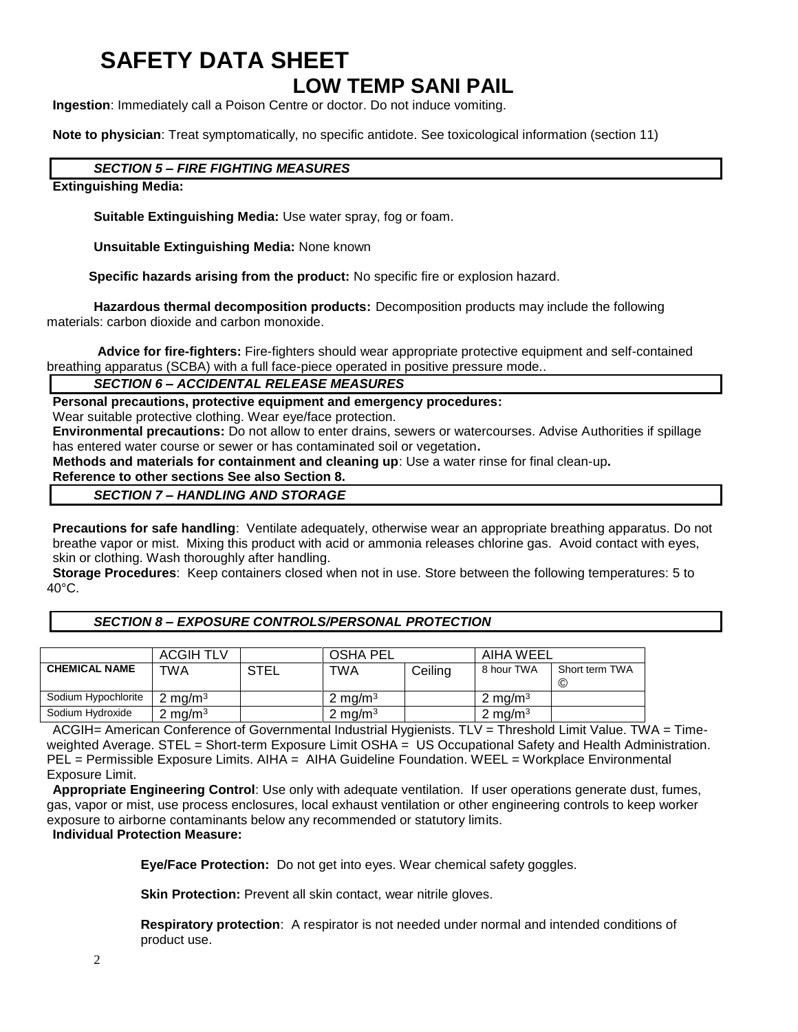# SAFETY DATA SHEET

## LOW TEMP SANI PAIL

**Ingestion**: Immediately call a Poison Centre or doctor. Do not induce vomiting.

**Note to physician**: Treat symptomatically, no specific antidote. See toxicological information (section 11)

### *SECTION 5 – FIRE FIGHTING MEASURES*

**Extinguishing Media:**

**Suitable Extinguishing Media:** Use water spray, fog or foam.

**Unsuitable Extinguishing Media:** None known

**Specific hazards arising from the product:** No specific fire or explosion hazard.

**Hazardous thermal decomposition products:** Decomposition products may include the following materials: carbon dioxide and carbon monoxide.

**Advice for fire-fighters:** Fire-fighters should wear appropriate protective equipment and self-contained breathing apparatus (SCBA) with a full face-piece operated in positive pressure mode..

### *SECTION 6 – ACCIDENTAL RELEASE MEASURES*

**Personal precautions, protective equipment and emergency procedures:**
Wear suitable protective clothing. Wear eye/face protection.

**Environmental precautions:** Do not allow to enter drains, sewers or watercourses. Advise Authorities if spillage has entered water course or sewer or has contaminated soil or vegetation**.**

**Methods and materials for containment and cleaning up**: Use a water rinse for final clean-up**.**

**Reference to other sections See also Section 8.**

### *SECTION 7 – HANDLING AND STORAGE*

**Precautions for safe handling**: Ventilate adequately, otherwise wear an appropriate breathing apparatus. Do not breathe vapor or mist. Mixing this product with acid or ammonia releases chlorine gas. Avoid contact with eyes, skin or clothing. Wash thoroughly after handling.

**Storage Procedures**: Keep containers closed when not in use. Store between the following temperatures: 5 to 40°C.

### *SECTION 8 – EXPOSURE CONTROLS/PERSONAL PROTECTION*

| | ACGIH TLV | | OSHA PEL | | AIHA WEEL | |
|---|---|---|---|---|---|---|
| **CHEMICAL NAME** | TWA | STEL | TWA | Ceiling | 8 hour TWA | Short term TWA © |
| Sodium Hypochlorite | 2 mg/m$^3$ | | 2 mg/m$^3$ | | 2 mg/m$^3$ | |
| Sodium Hydroxide | 2 mg/m$^3$ | | 2 mg/m$^3$ | | 2 mg/m$^3$ | |

ACGIH= American Conference of Governmental Industrial Hygienists. TLV = Threshold Limit Value. TWA = Time-weighted Average. STEL = Short-term Exposure Limit OSHA = US Occupational Safety and Health Administration. PEL = Permissible Exposure Limits. AIHA = AIHA Guideline Foundation. WEEL = Workplace Environmental Exposure Limit.

**Appropriate Engineering Control**: Use only with adequate ventilation. If user operations generate dust, fumes, gas, vapor or mist, use process enclosures, local exhaust ventilation or other engineering controls to keep worker exposure to airborne contaminants below any recommended or statutory limits.

**Individual Protection Measure:**

**Eye/Face Protection:** Do not get into eyes. Wear chemical safety goggles.

**Skin Protection:** Prevent all skin contact, wear nitrile gloves.

**Respiratory protection**: A respirator is not needed under normal and intended conditions of product use.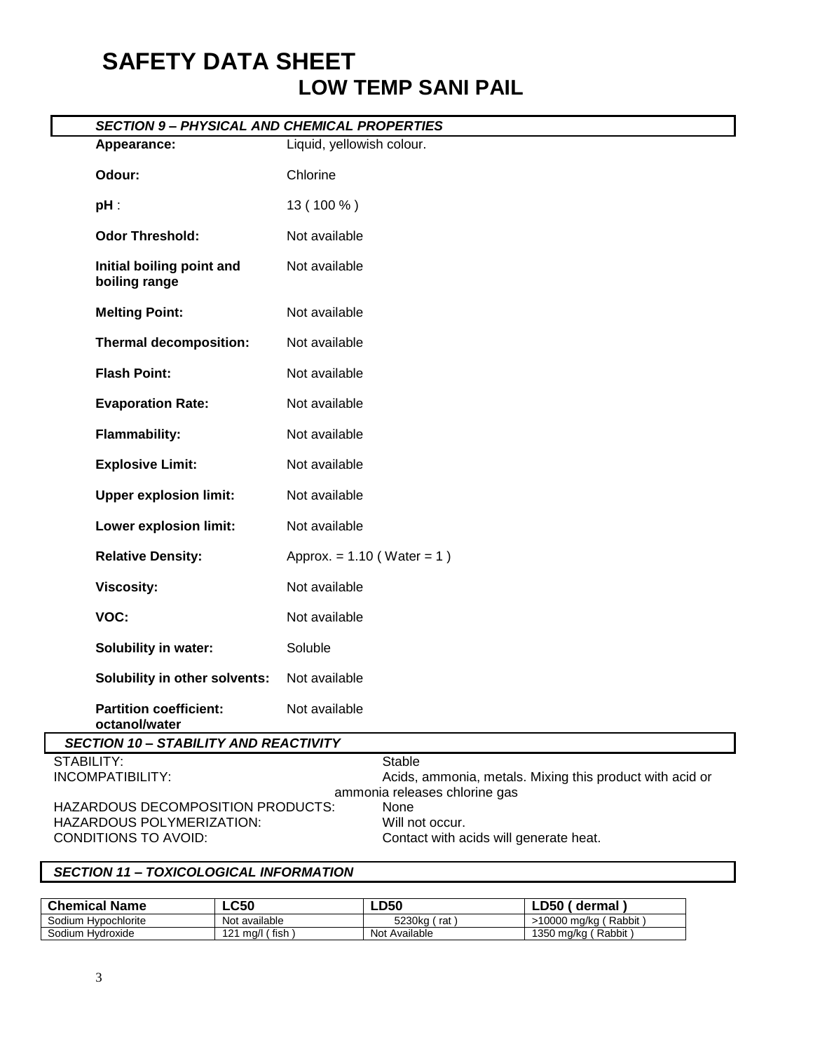# SAFETY DATA SHEET

## LOW TEMP SANI PAIL

### *SECTION 9 – PHYSICAL AND CHEMICAL PROPERTIES*

| | |
|---|---|
| **Appearance:** | Liquid, yellowish colour. |
| **Odour:** | Chlorine |
| **pH** : | 13 ( 100 % ) |
| **Odor Threshold:** | Not available |
| **Initial boiling point and boiling range** | Not available |
| **Melting Point:** | Not available |
| **Thermal decomposition:** | Not available |
| **Flash Point:** | Not available |
| **Evaporation Rate:** | Not available |
| **Flammability:** | Not available |
| **Explosive Limit:** | Not available |
| **Upper explosion limit:** | Not available |
| **Lower explosion limit:** | Not available |
| **Relative Density:** | Approx. = 1.10 ( Water = 1 ) |
| **Viscosity:** | Not available |
| **VOC:** | Not available |
| **Solubility in water:** | Soluble |
| **Solubility in other solvents:** | Not available |
| **Partition coefficient: octanol/water** | Not available |

### *SECTION 10 – STABILITY AND REACTIVITY*

| | |
|---|---|
| STABILITY: | Stable |
| INCOMPATIBILITY: | Acids, ammonia, metals. Mixing this product with acid or ammonia releases chlorine gas |
| HAZARDOUS DECOMPOSITION PRODUCTS: | None |
| HAZARDOUS POLYMERIZATION: | Will not occur. |
| CONDITIONS TO AVOID: | Contact with acids will generate heat. |

### *SECTION 11 – TOXICOLOGICAL INFORMATION*

| Chemical Name | LC50 | LD50 | LD50 ( dermal ) |
|---|---|---|---|
| Sodium Hypochlorite | Not available | 5230kg ( rat ) | >10000 mg/kg ( Rabbit ) |
| Sodium Hydroxide | 121 mg/l ( fish ) | Not Available | 1350 mg/kg ( Rabbit ) |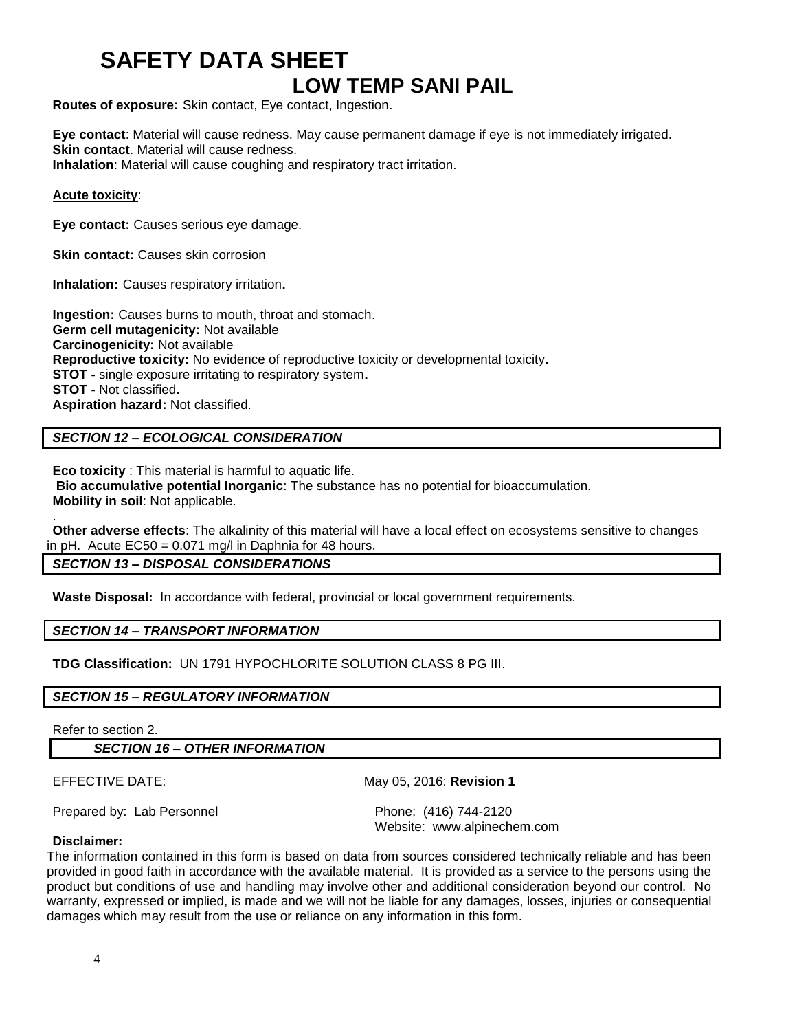# SAFETY DATA SHEET

## LOW TEMP SANI PAIL

**Routes of exposure:** Skin contact, Eye contact, Ingestion.

**Eye contact**: Material will cause redness. May cause permanent damage if eye is not immediately irrigated.
**Skin contact**. Material will cause redness.
**Inhalation**: Material will cause coughing and respiratory tract irritation.

**Acute toxicity**:

**Eye contact:** Causes serious eye damage.

**Skin contact:** Causes skin corrosion

**Inhalation:** Causes respiratory irritation**.**

**Ingestion:** Causes burns to mouth, throat and stomach.
**Germ cell mutagenicity:** Not available
**Carcinogenicity:** Not available
**Reproductive toxicity:** No evidence of reproductive toxicity or developmental toxicity**.**
**STOT -** single exposure irritating to respiratory system**.**
**STOT -** Not classified**.**
**Aspiration hazard:** Not classified.

### *SECTION 12 – ECOLOGICAL CONSIDERATION*

**Eco toxicity** : This material is harmful to aquatic life.
**Bio accumulative potential Inorganic**: The substance has no potential for bioaccumulation.
**Mobility in soil**: Not applicable.
.
**Other adverse effects**: The alkalinity of this material will have a local effect on ecosystems sensitive to changes in pH. Acute EC50 = 0.071 mg/l in Daphnia for 48 hours.

### *SECTION 13 – DISPOSAL CONSIDERATIONS*

**Waste Disposal:** In accordance with federal, provincial or local government requirements.

### *SECTION 14 – TRANSPORT INFORMATION*

**TDG Classification:** UN 1791 HYPOCHLORITE SOLUTION CLASS 8 PG III.

### *SECTION 15 – REGULATORY INFORMATION*

Refer to section 2.

### *SECTION 16 – OTHER INFORMATION*

EFFECTIVE DATE: May 05, 2016: **Revision 1**

Prepared by: Lab Personnel

Phone: (416) 744-2120
Website: www.alpinechem.com

**Disclaimer:**
The information contained in this form is based on data from sources considered technically reliable and has been provided in good faith in accordance with the available material. It is provided as a service to the persons using the product but conditions of use and handling may involve other and additional consideration beyond our control. No warranty, expressed or implied, is made and we will not be liable for any damages, losses, injuries or consequential damages which may result from the use or reliance on any information in this form.